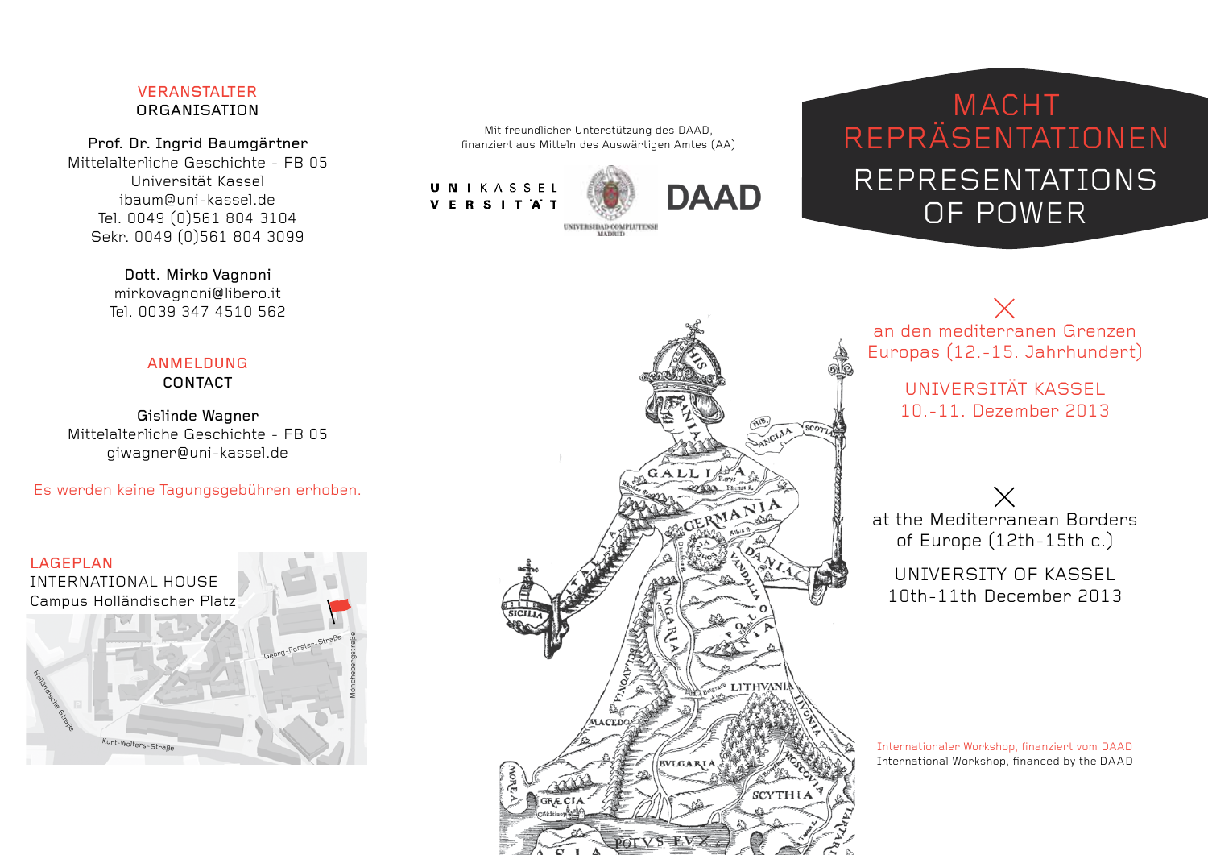## VERANSTALTER
## ORGANISATION

**Prof. Dr. Ingrid Baumgärtner**
Mittelalterliche Geschichte - FB 05
Universität Kassel
ibaum@uni-kassel.de
Tel. 0049 (0)561 804 3104
Sekr. 0049 (0)561 804 3099

**Dott. Mirko Vagnoni**
mirkovagnoni@libero.it
Tel. 0039 347 4510 562

## ANMELDUNG
## CONTACT

**Gislinde Wagner**
Mittelalterliche Geschichte - FB 05
giwagner@uni-kassel.de

Es werden keine Tagungsgebühren erhoben.

## LAGEPLAN
INTERNATIONAL HOUSE
Campus Holländischer Platz

Georg-Forster-Straße
Mönchebergstraße
Holländische Straße
Kurt-Wolters-Straße

Mit freundlicher Unterstützung des DAAD,
finanziert aus Mitteln des Auswärtigen Amtes (AA)

UNIKASSEL VERSITÄT
UNIVERSIDAD COMPLUTENSE MADRID
DAAD

# MACHT REPRÄSENTATIONEN
# REPRESENTATIONS OF POWER

an den mediterranen Grenzen Europas (12.-15. Jahrhundert)

UNIVERSITÄT KASSEL
10.-11. Dezember 2013

at the Mediterranean Borders of Europe (12th-15th c.)

UNIVERSITY OF KASSEL
10th-11th December 2013

Internationaler Workshop, finanziert vom DAAD
International Workshop, financed by the DAAD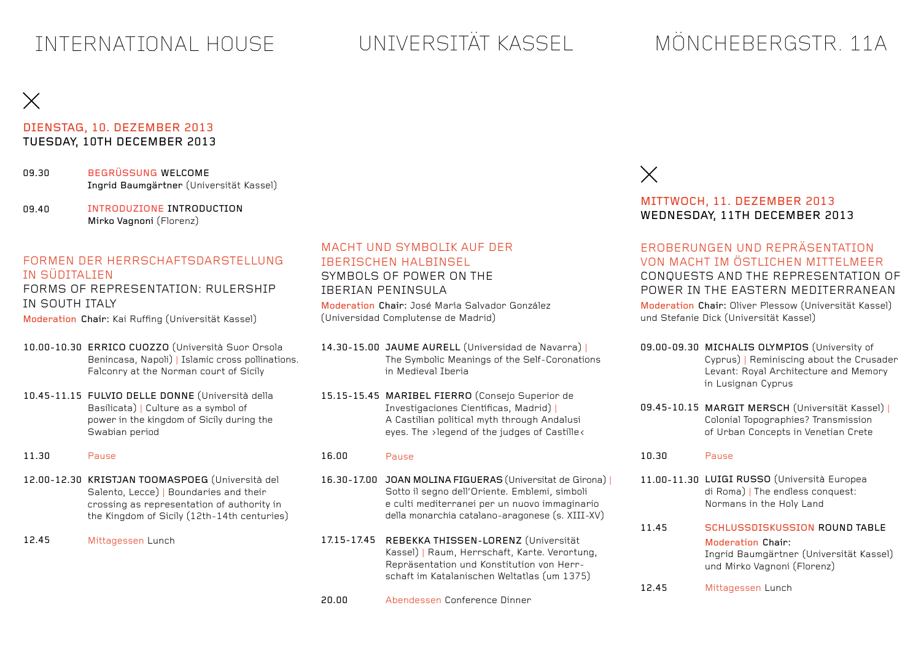INTERNATIONAL HOUSE UNIVERSITÄT KASSEL MÖNCHEBERGSTR. 11A

## DIENSTAG, 10. DEZEMBER 2013
## TUESDAY, 10TH DECEMBER 2013

09.30 BEGRÜSSUNG **WELCOME**
**Ingrid Baumgärtner** (Universität Kassel)

09.40 INTRODUZIONE **INTRODUCTION**
**Mirko Vagnoni** (Florenz)

### FORMEN DER HERRSCHAFTSDARSTELLUNG IN SÜDITALIEN
### FORMS OF REPRESENTATION: RULERSHIP IN SOUTH ITALY

Moderation **Chair:** Kai Ruffing (Universität Kassel)

10.00-10.30 **ERRICO CUOZZO** (Università Suor Orsola Benincasa, Napoli) | Islamic cross pollinations. Falconry at the Norman court of Sicily

10.45-11.15 **FULVIO DELLE DONNE** (Università della Basilicata) | Culture as a symbol of power in the kingdom of Sicily during the Swabian period

11.30 Pause

12.00-12.30 **KRISTJAN TOOMASPOEG** (Università del Salento, Lecce) | Boundaries and their crossing as representation of authority in the Kingdom of Sicily (12th-14th centuries)

12.45 Mittagessen Lunch

### MACHT UND SYMBOLIK AUF DER IBERISCHEN HALBINSEL
### SYMBOLS OF POWER ON THE IBERIAN PENINSULA

Moderation **Chair:** José María Salvador González (Universidad Complutense de Madrid)

14.30-15.00 **JAUME AURELL** (Universidad de Navarra) | The Symbolic Meanings of the Self-Coronations in Medieval Iberia

15.15-15.45 **MARIBEL FIERRO** (Consejo Superior de Investigaciones Científicas, Madrid) | A Castilian political myth through Andalusi eyes. The ›legend of the judges of Castille‹

16.00 Pause

16.30-17.00 **JOAN MOLINA FIGUERAS** (Universitat de Girona) | Sotto il segno dell'Oriente. Emblemi, simboli e culti mediterranei per un nuovo immaginario della monarchia catalano-aragonese (s. XIII-XV)

17.15-17.45 **REBEKKA THISSEN-LORENZ** (Universität Kassel) | Raum, Herrschaft, Karte. Verortung, Repräsentation und Konstitution von Herrschaft im Katalanischen Weltatlas (um 1375)

20.00 Abendessen Conference Dinner

## MITTWOCH, 11. DEZEMBER 2013
## WEDNESDAY, 11TH DECEMBER 2013

### EROBERUNGEN UND REPRÄSENTATION VON MACHT IM ÖSTLICHEN MITTELMEER
### CONQUESTS AND THE REPRESENTATION OF POWER IN THE EASTERN MEDITERRANEAN

Moderation **Chair:** Oliver Plessow (Universität Kassel) und Stefanie Dick (Universität Kassel)

09.00-09.30 **MICHALIS OLYMPIOS** (University of Cyprus) | Reminiscing about the Crusader Levant: Royal Architecture and Memory in Lusignan Cyprus

09.45-10.15 **MARGIT MERSCH** (Universität Kassel) | Colonial Topographies? Transmission of Urban Concepts in Venetian Crete

10.30 Pause

11.00-11.30 **LUIGI RUSSO** (Università Europea di Roma) | The endless conquest: Normans in the Holy Land

11.45 SCHLUSSDISKUSSION **ROUND TABLE**
Moderation **Chair:**
Ingrid Baumgärtner (Universität Kassel) und Mirko Vagnoni (Florenz)

12.45 Mittagessen Lunch